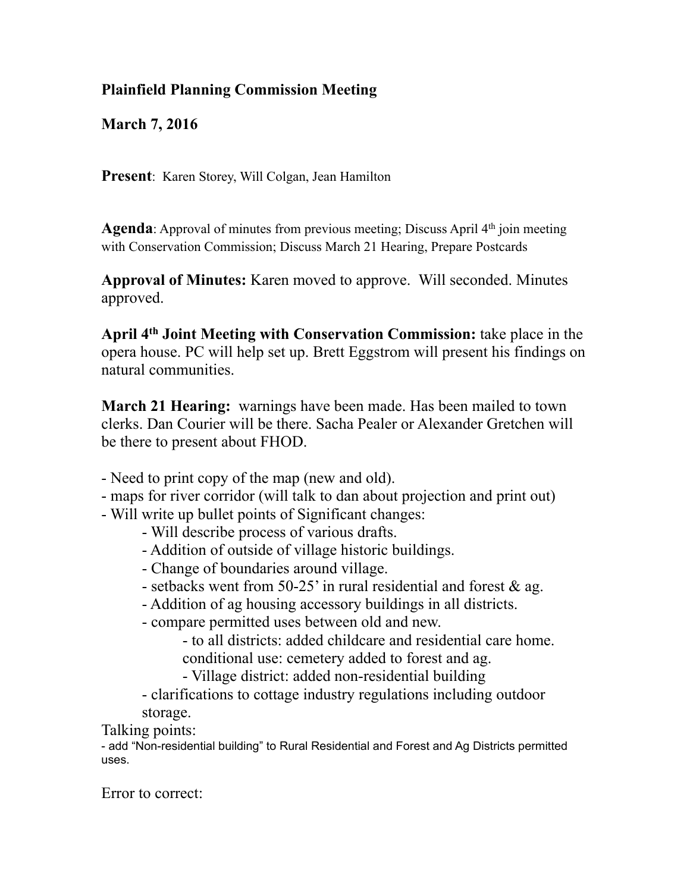**Plainfield Planning Commission Meeting**

**March 7, 2016**

**Present**: Karen Storey, Will Colgan, Jean Hamilton

**Agenda**: Approval of minutes from previous meeting; Discuss April 4th join meeting with Conservation Commission; Discuss March 21 Hearing, Prepare Postcards

**Approval of Minutes:** Karen moved to approve. Will seconded. Minutes approved.

**April 4th Joint Meeting with Conservation Commission:** take place in the opera house. PC will help set up. Brett Eggstrom will present his findings on natural communities.

**March 21 Hearing:** warnings have been made. Has been mailed to town clerks. Dan Courier will be there. Sacha Pealer or Alexander Gretchen will be there to present about FHOD.

- Need to print copy of the map (new and old).
- maps for river corridor (will talk to dan about projection and print out)
- Will write up bullet points of Significant changes:
    - Will describe process of various drafts.
    - Addition of outside of village historic buildings.
    - Change of boundaries around village.
    - setbacks went from 50-25' in rural residential and forest & ag.
    - Addition of ag housing accessory buildings in all districts.
    - compare permitted uses between old and new.
        - to all districts: added childcare and residential care home. conditional use: cemetery added to forest and ag.
        - Village district: added non-residential building
    - clarifications to cottage industry regulations including outdoor storage.

Talking points:

- add "Non-residential building" to Rural Residential and Forest and Ag Districts permitted uses.

Error to correct: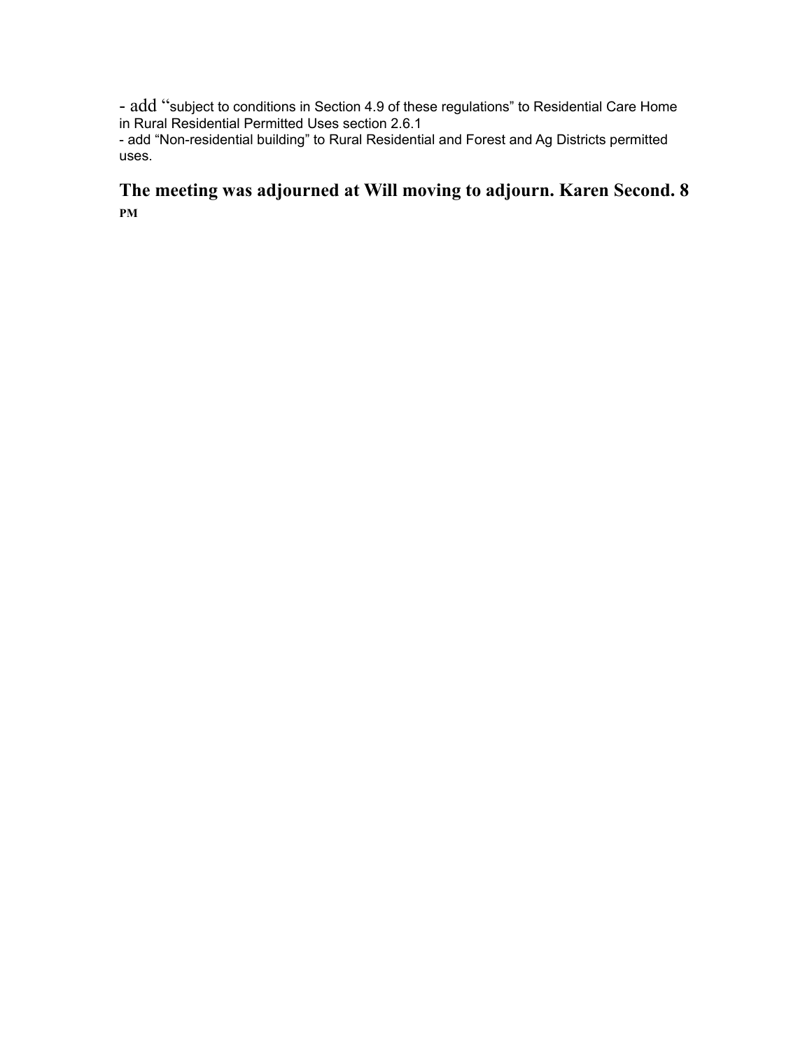- add “subject to conditions in Section 4.9 of these regulations” to Residential Care Home in Rural Residential Permitted Uses section 2.6.1
- add “Non-residential building” to Rural Residential and Forest and Ag Districts permitted uses.

**The meeting was adjourned at Will moving to adjourn. Karen Second. 8 PM**